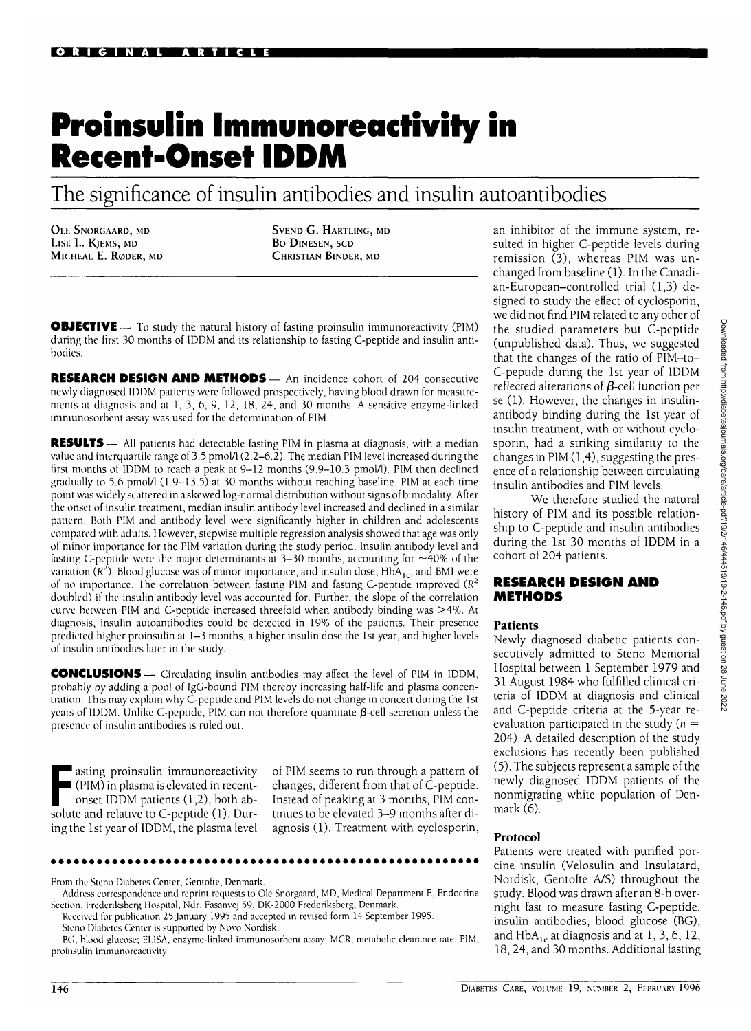# Proinsulin Immunoreactivity in Recent-Onset IDDM

## The significance of insulin antibodies and insulin autoantibodies

OLE SNORGAARD, MD
LISE L. KJEMS, MD
MICHEAL E. RØDER, MD
SVEND G. HARTLING, MD
BO DINESEN, SCD
CHRISTIAN BINDER, MD

**OBJECTIVE** — To study the natural history of fasting proinsulin immunoreactivity (PIM) during the first 30 months of IDDM and its relationship to fasting C-peptide and insulin antibodies.

**RESEARCH DESIGN AND METHODS** — An incidence cohort of 204 consecutive newly diagnosed IDDM patients were followed prospectively, having blood drawn for measurements at diagnosis and at 1, 3, 6, 9, 12, 18, 24, and 30 months. A sensitive enzyme-linked immunosorbent assay was used for the determination of PIM.

**RESULTS** — All patients had detectable fasting PIM in plasma at diagnosis, with a median value and interquartile range of 3.5 pmol/l (2.2–6.2). The median PIM level increased during the first months of IDDM to reach a peak at 9–12 months (9.9–10.3 pmol/l). PIM then declined gradually to 5.6 pmol/l (1.9–13.5) at 30 months without reaching baseline. PIM at each time point was widely scattered in a skewed log-normal distribution without signs of bimodality. After the onset of insulin treatment, median insulin antibody level increased and declined in a similar pattern. Both PIM and antibody level were significantly higher in children and adolescents compared with adults. However, stepwise multiple regression analysis showed that age was only of minor importance for the PIM variation during the study period. Insulin antibody level and fasting C-peptide were the major determinants at 3–30 months, accounting for ~40% of the variation ($R^2$). Blood glucose was of minor importance, and insulin dose, $HbA_{1c}$, and BMI were of no importance. The correlation between fasting PIM and fasting C-peptide improved ($R^2$ doubled) if the insulin antibody level was accounted for. Further, the slope of the correlation curve between PIM and C-peptide increased threefold when antibody binding was >4%. At diagnosis, insulin autoantibodies could be detected in 19% of the patients. Their presence predicted higher proinsulin at 1–3 months, a higher insulin dose the 1st year, and higher levels of insulin antibodies later in the study.

**CONCLUSIONS** — Circulating insulin antibodies may affect the level of PIM in IDDM, probably by adding a pool of IgG-bound PIM thereby increasing half-life and plasma concentration. This may explain why C-peptide and PIM levels do not change in concert during the 1st years of IDDM. Unlike C-peptide, PIM can not therefore quantitate β-cell secretion unless the presence of insulin antibodies is ruled out.

Fasting proinsulin immunoreactivity (PIM) in plasma is elevated in recent-onset IDDM patients (1,2), both absolute and relative to C-peptide (1). During the 1st year of IDDM, the plasma level of PIM seems to run through a pattern of changes, different from that of C-peptide. Instead of peaking at 3 months, PIM continues to be elevated 3–9 months after diagnosis (1). Treatment with cyclosporin, an inhibitor of the immune system, resulted in higher C-peptide levels during remission (3), whereas PIM was unchanged from baseline (1). In the Canadian-European–controlled trial (1,3) designed to study the effect of cyclosporin, we did not find PIM related to any other of the studied parameters but C-peptide (unpublished data). Thus, we suggested that the changes of the ratio of PIM–to–C-peptide during the 1st year of IDDM reflected alterations of β-cell function per se (1). However, the changes in insulin-antibody binding during the 1st year of insulin treatment, with or without cyclosporin, had a striking similarity to the changes in PIM (1,4), suggesting the presence of a relationship between circulating insulin antibodies and PIM levels.

We therefore studied the natural history of PIM and its possible relationship to C-peptide and insulin antibodies during the 1st 30 months of IDDM in a cohort of 204 patients.

## RESEARCH DESIGN AND METHODS

### Patients

Newly diagnosed diabetic patients consecutively admitted to Steno Memorial Hospital between 1 September 1979 and 31 August 1984 who fulfilled clinical criteria of IDDM at diagnosis and clinical and C-peptide criteria at the 5-year re-evaluation participated in the study ($n$ = 204). A detailed description of the study exclusions has recently been published (5). The subjects represent a sample of the newly diagnosed IDDM patients of the nonmigrating white population of Denmark (6).

### Protocol

Patients were treated with purified porcine insulin (Velosulin and Insulatard, Nordisk, Gentofte A/S) throughout the study. Blood was drawn after an 8-h overnight fast to measure fasting C-peptide, insulin antibodies, blood glucose (BG), and $HbA_{1c}$ at diagnosis and at 1, 3, 6, 12, 18, 24, and 30 months. Additional fasting

---

From the Steno Diabetes Center, Gentofte, Denmark.

Address correspondence and reprint requests to Ole Snorgaard, MD, Medical Department E, Endocrine Section, Frederiksberg Hospital, Ndr. Fasanvej 59, DK-2000 Frederiksberg, Denmark.

Received for publication 25 January 1995 and accepted in revised form 14 September 1995.

Steno Diabetes Center is supported by Novo Nordisk.

BG, blood glucose; ELISA, enzyme-linked immunosorbent assay; MCR, metabolic clearance rate; PIM, proinsulin immunoreactivity.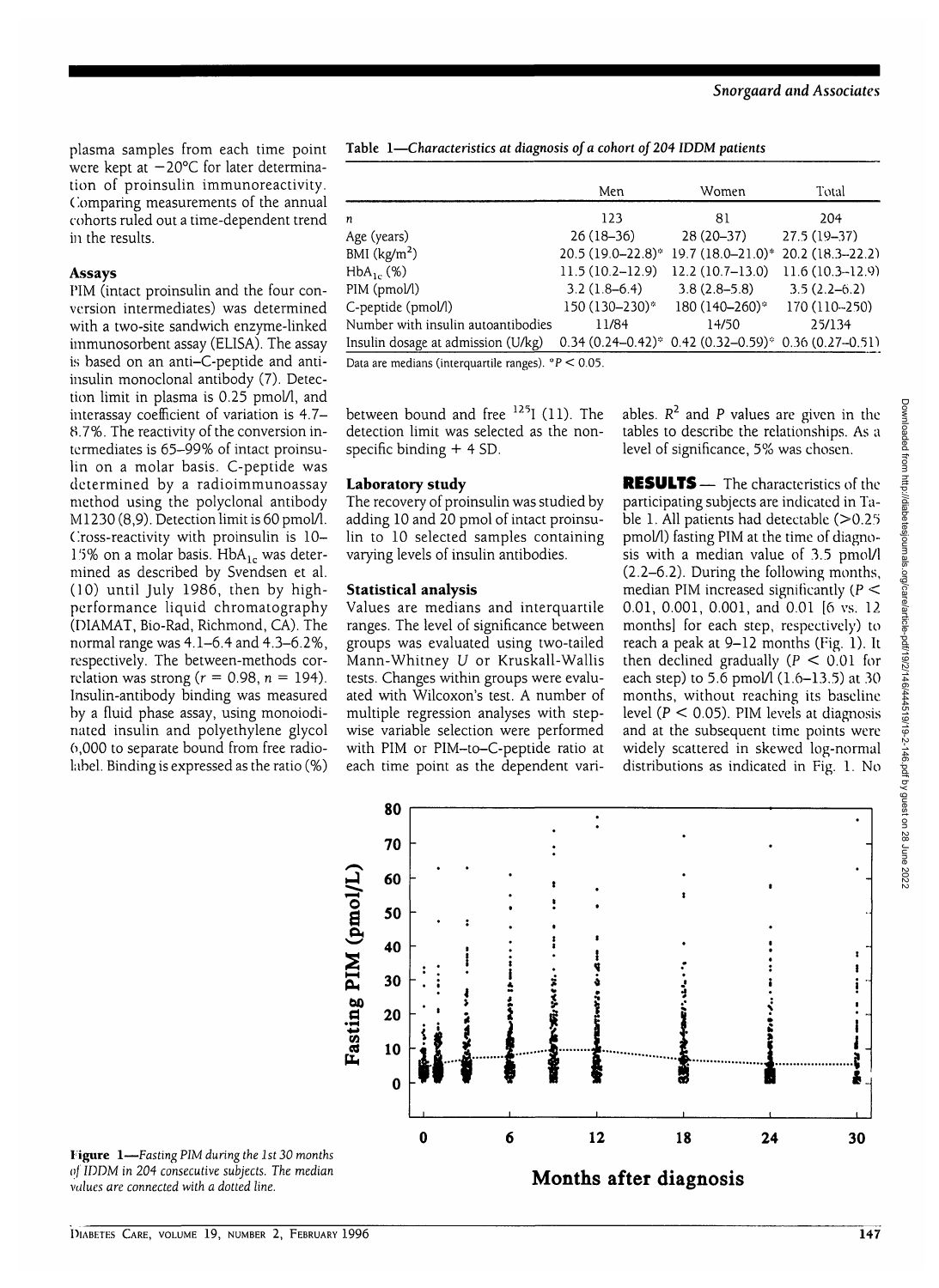plasma samples from each time point were kept at −20°C for later determination of proinsulin immunoreactivity. Comparing measurements of the annual cohorts ruled out a time-dependent trend in the results.

### Assays

PIM (intact proinsulin and the four conversion intermediates) was determined with a two-site sandwich enzyme-linked immunosorbent assay (ELISA). The assay is based on an anti–C-peptide and anti-insulin monoclonal antibody (7). Detection limit in plasma is 0.25 pmol/l, and interassay coefficient of variation is 4.7–8.7%. The reactivity of the conversion intermediates is 65–99% of intact proinsulin on a molar basis. C-peptide was determined by a radioimmunoassay method using the polyclonal antibody M1230 (8,9). Detection limit is 60 pmol/l. Cross-reactivity with proinsulin is 10–15% on a molar basis. $HbA_{1c}$ was determined as described by Svendsen et al. (10) until July 1986, then by high-performance liquid chromatography (DIAMAT, Bio-Rad, Richmond, CA). The normal range was 4.1–6.4 and 4.3–6.2%, respectively. The between-methods correlation was strong ($r = 0.98$, $n = 194$). Insulin-antibody binding was measured by a fluid phase assay, using monoiodinated insulin and polyethylene glycol 6,000 to separate bound from free radiolabel. Binding is expressed as the ratio (%) between bound and free $^{125}$I (11). The detection limit was selected as the nonspecific binding + 4 SD.

**Table 1**—*Characteristics at diagnosis of a cohort of 204 IDDM patients*

| | Men | Women | Total |
|---|---|---|---|
| *n* | 123 | 81 | 204 |
| Age (years) | 26 (18–36) | 28 (20–37) | 27.5 (19–37) |
| BMI (kg/m$^2$) | 20.5 (19.0–22.8)* | 19.7 (18.0–21.0)* | 20.2 (18.3–22.2) |
| $HbA_{1c}$ (%) | 11.5 (10.2–12.9) | 12.2 (10.7–13.0) | 11.6 (10.3–12.9) |
| PIM (pmol/l) | 3.2 (1.8–6.4) | 3.8 (2.8–5.8) | 3.5 (2.2–6.2) |
| C-peptide (pmol/l) | 150 (130–230)* | 180 (140–260)* | 170 (110–250) |
| Number with insulin autoantibodies | 11/84 | 14/50 | 25/134 |
| Insulin dosage at admission (U/kg) | 0.34 (0.24–0.42)* | 0.42 (0.32–0.59)* | 0.36 (0.27–0.51) |

Data are medians (interquartile ranges). *$P < 0.05$.

### Laboratory study

The recovery of proinsulin was studied by adding 10 and 20 pmol of intact proinsulin to 10 selected samples containing varying levels of insulin antibodies.

### Statistical analysis

Values are medians and interquartile ranges. The level of significance between groups was evaluated using two-tailed Mann-Whitney *U* or Kruskall-Wallis tests. Changes within groups were evaluated with Wilcoxon's test. A number of multiple regression analyses with stepwise variable selection were performed with PIM or PIM–to–C-peptide ratio at each time point as the dependent variables. $R^2$ and *P* values are given in the tables to describe the relationships. As a level of significance, 5% was chosen.

**RESULTS** — The characteristics of the participating subjects are indicated in Table 1. All patients had detectable (>0.25 pmol/l) fasting PIM at the time of diagnosis with a median value of 3.5 pmol/l (2.2–6.2). During the following months, median PIM increased significantly ($P <$ 0.01, 0.001, 0.001, and 0.01 [6 vs. 12 months] for each step, respectively) to reach a peak at 9–12 months (Fig. 1). It then declined gradually ($P < 0.01$ for each step) to 5.6 pmol/l (1.6–13.5) at 30 months, without reaching its baseline level ($P < 0.05$). PIM levels at diagnosis and at the subsequent time points were widely scattered in skewed log-normal distributions as indicated in Fig. 1. No

**Figure 1**—*Fasting PIM during the 1st 30 months of IDDM in 204 consecutive subjects. The median values are connected with a dotted line.*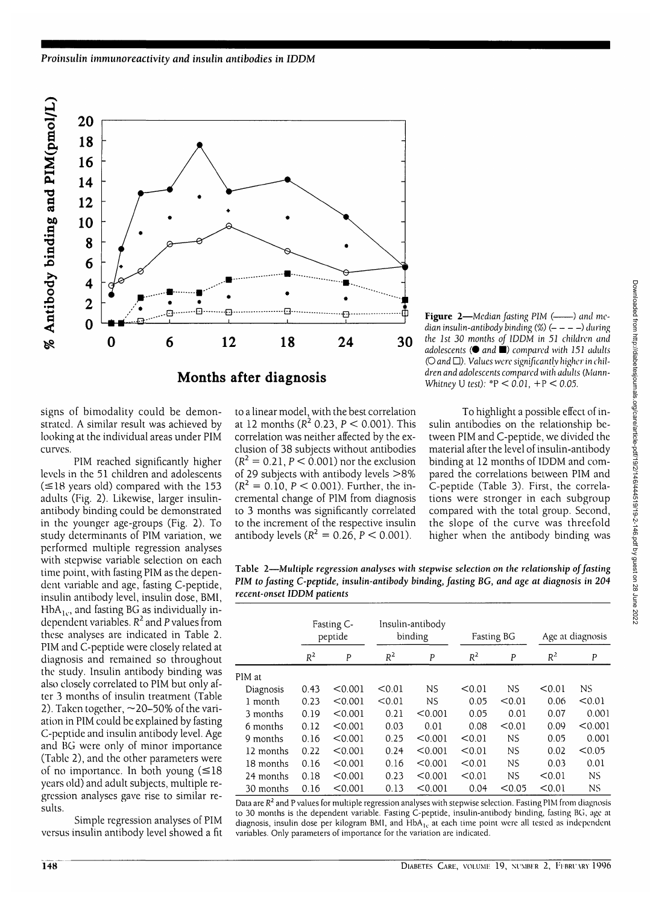Figure 2—Median fasting PIM (——) and median insulin-antibody binding (%) (– – – –) during the 1st 30 months of IDDM in 51 children and adolescents (● and ■) compared with 151 adults (○ and □). Values were significantly higher in children and adolescents compared with adults (Mann-Whitney U test): *P < 0.01, +P < 0.05.

signs of bimodality could be demonstrated. A similar result was achieved by looking at the individual areas under PIM curves.

PIM reached significantly higher levels in the 51 children and adolescents (≤18 years old) compared with the 153 adults (Fig. 2). Likewise, larger insulin-antibody binding could be demonstrated in the younger age-groups (Fig. 2). To study determinants of PIM variation, we performed multiple regression analyses with stepwise variable selection on each time point, with fasting PIM as the dependent variable and age, fasting C-peptide, insulin antibody level, insulin dose, BMI, $HbA_{1c}$, and fasting BG as individually independent variables. $R^2$ and $P$ values from these analyses are indicated in Table 2. PIM and C-peptide were closely related at diagnosis and remained so throughout the study. Insulin antibody binding was also closely correlated to PIM but only after 3 months of insulin treatment (Table 2). Taken together, ~20–50% of the variation in PIM could be explained by fasting C-peptide and insulin antibody level. Age and BG were only of minor importance (Table 2), and the other parameters were of no importance. In both young (≤18 years old) and adult subjects, multiple regression analyses gave rise to similar results.

Simple regression analyses of PIM versus insulin antibody level showed a fit to a linear model, with the best correlation at 12 months ($R^2$ 0.23, $P < 0.001$). This correlation was neither affected by the exclusion of 38 subjects without antibodies ($R^2 = 0.21$, $P < 0.001$) nor the exclusion of 29 subjects with antibody levels >8% ($R^2 = 0.10$, $P < 0.001$). Further, the incremental change of PIM from diagnosis to 3 months was significantly correlated to the increment of the respective insulin antibody levels ($R^2 = 0.26$, $P < 0.001$).

To highlight a possible effect of insulin antibodies on the relationship between PIM and C-peptide, we divided the material after the level of insulin-antibody binding at 12 months of IDDM and compared the correlations between PIM and C-peptide (Table 3). First, the correlations were stronger in each subgroup compared with the total group. Second, the slope of the curve was threefold higher when the antibody binding was

**Table 2—Multiple regression analyses with stepwise selection on the relationship of fasting PIM to fasting C-peptide, insulin-antibody binding, fasting BG, and age at diagnosis in 204 recent-onset IDDM patients**

| | Fasting C-peptide | | Insulin-antibody binding | | Fasting BG | | Age at diagnosis | |
|---|---|---|---|---|---|---|---|---|
| | $R^2$ | $P$ | $R^2$ | $P$ | $R^2$ | $P$ | $R^2$ | $P$ |
| PIM at | | | | | | | | |
| Diagnosis | 0.43 | <0.001 | <0.01 | NS | <0.01 | NS | <0.01 | NS |
| 1 month | 0.23 | <0.001 | <0.01 | NS | 0.05 | <0.01 | 0.06 | <0.01 |
| 3 months | 0.19 | <0.001 | 0.21 | <0.001 | 0.05 | 0.01 | 0.07 | 0.001 |
| 6 months | 0.12 | <0.001 | 0.03 | 0.01 | 0.08 | <0.01 | 0.09 | <0.001 |
| 9 months | 0.16 | <0.001 | 0.25 | <0.001 | <0.01 | NS | 0.05 | 0.001 |
| 12 months | 0.22 | <0.001 | 0.24 | <0.001 | <0.01 | NS | 0.02 | <0.05 |
| 18 months | 0.16 | <0.001 | 0.16 | <0.001 | <0.01 | NS | 0.03 | 0.01 |
| 24 months | 0.18 | <0.001 | 0.23 | <0.001 | <0.01 | NS | <0.01 | NS |
| 30 months | 0.16 | <0.001 | 0.13 | <0.001 | 0.04 | <0.05 | <0.01 | NS |

Data are $R^2$ and P values for multiple regression analyses with stepwise selection. Fasting PIM from diagnosis to 30 months is the dependent variable. Fasting C-peptide, insulin-antibody binding, fasting BG, age at diagnosis, insulin dose per kilogram BMI, and $HbA_{1c}$ at each time point were all tested as independent variables. Only parameters of importance for the variation are indicated.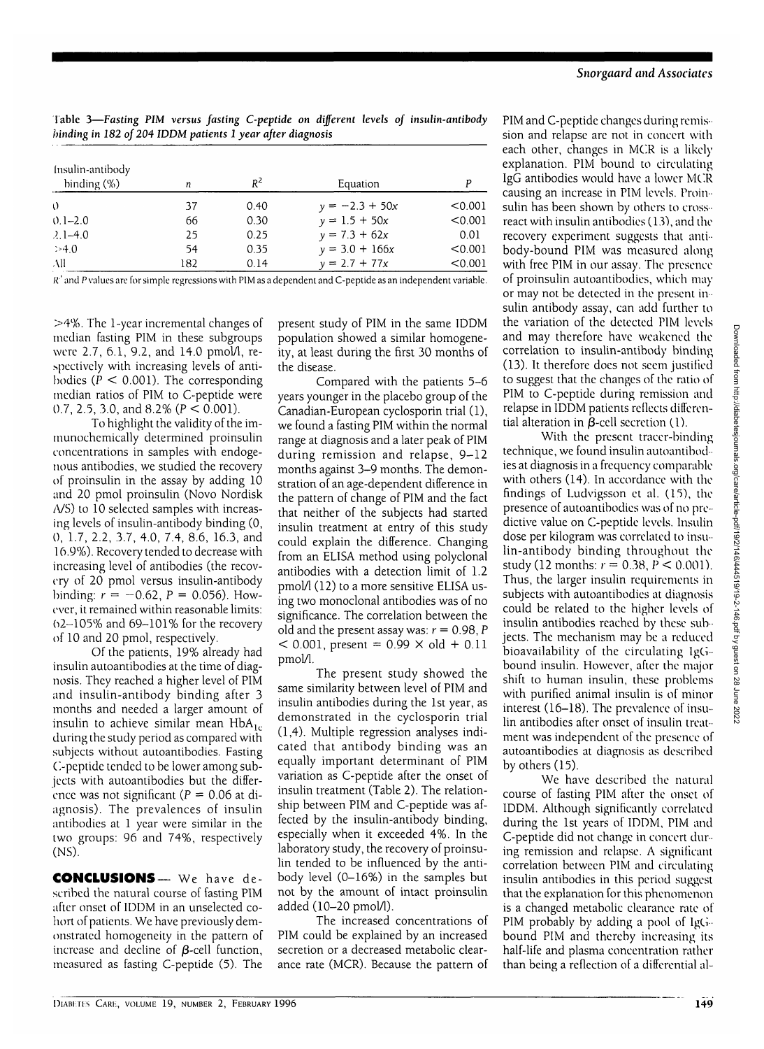**Table 3—*Fasting PIM versus fasting C-peptide on different levels of insulin-antibody binding in 182 of 204 IDDM patients 1 year after diagnosis***

| Insulin-antibody binding (%) | $n$ | $R^2$ | Equation | $P$ |
|---|---|---|---|---|
| 0 | 37 | 0.40 | $y = -2.3 + 50x$ | <0.001 |
| 0.1–2.0 | 66 | 0.30 | $y = 1.5 + 50x$ | <0.001 |
| 2.1–4.0 | 25 | 0.25 | $y = 7.3 + 62x$ | 0.01 |
| >4.0 | 54 | 0.35 | $y = 3.0 + 166x$ | <0.001 |
| All | 182 | 0.14 | $y = 2.7 + 77x$ | <0.001 |

$R^2$ and $P$ values are for simple regressions with PIM as a dependent and C-peptide as an independent variable.

>4%. The 1-year incremental changes of median fasting PIM in these subgroups were 2.7, 6.1, 9.2, and 14.0 pmol/l, respectively with increasing levels of antibodies ($P < 0.001$). The corresponding median ratios of PIM to C-peptide were 0.7, 2.5, 3.0, and 8.2% ($P < 0.001$).

To highlight the validity of the immunochemically determined proinsulin concentrations in samples with endogenous antibodies, we studied the recovery of proinsulin in the assay by adding 10 and 20 pmol proinsulin (Novo Nordisk A/S) to 10 selected samples with increasing levels of insulin-antibody binding (0, 0, 1.7, 2.2, 3.7, 4.0, 7.4, 8.6, 16.3, and 16.9%). Recovery tended to decrease with increasing level of antibodies (the recovery of 20 pmol versus insulin-antibody binding: $r = -0.62$, $P = 0.056$). However, it remained within reasonable limits: 62–105% and 69–101% for the recovery of 10 and 20 pmol, respectively.

Of the patients, 19% already had insulin autoantibodies at the time of diagnosis. They reached a higher level of PIM and insulin-antibody binding after 3 months and needed a larger amount of insulin to achieve similar mean $HbA_{1c}$ during the study period as compared with subjects without autoantibodies. Fasting C-peptide tended to be lower among subjects with autoantibodies but the difference was not significant ($P = 0.06$ at diagnosis). The prevalences of insulin antibodies at 1 year were similar in the two groups: 96 and 74%, respectively (NS).

## CONCLUSIONS

We have described the natural course of fasting PIM after onset of IDDM in an unselected cohort of patients. We have previously demonstrated homogeneity in the pattern of increase and decline of β-cell function, measured as fasting C-peptide (5). The present study of PIM in the same IDDM population showed a similar homogeneity, at least during the first 30 months of the disease.

Compared with the patients 5–6 years younger in the placebo group of the Canadian-European cyclosporin trial (1), we found a fasting PIM within the normal range at diagnosis and a later peak of PIM during remission and relapse, 9–12 months against 3–9 months. The demonstration of an age-dependent difference in the pattern of change of PIM and the fact that neither of the subjects had started insulin treatment at entry of this study could explain the difference. Changing from an ELISA method using polyclonal antibodies with a detection limit of 1.2 pmol/l (12) to a more sensitive ELISA using two monoclonal antibodies was of no significance. The correlation between the old and the present assay was: $r = 0.98$, $P < 0.001$, present = 0.99 × old + 0.11 pmol/l.

The present study showed the same similarity between level of PIM and insulin antibodies during the 1st year, as demonstrated in the cyclosporin trial (1,4). Multiple regression analyses indicated that antibody binding was an equally important determinant of PIM variation as C-peptide after the onset of insulin treatment (Table 2). The relationship between PIM and C-peptide was affected by the insulin-antibody binding, especially when it exceeded 4%. In the laboratory study, the recovery of proinsulin tended to be influenced by the antibody level (0–16%) in the samples but not by the amount of intact proinsulin added (10–20 pmol/l).

The increased concentrations of PIM could be explained by an increased secretion or a decreased metabolic clearance rate (MCR). Because the pattern of PIM and C-peptide changes during remission and relapse are not in concert with each other, changes in MCR is a likely explanation. PIM bound to circulating IgG antibodies would have a lower MCR causing an increase in PIM levels. Proinsulin has been shown by others to cross-react with insulin antibodies (13), and the recovery experiment suggests that antibody-bound PIM was measured along with free PIM in our assay. The presence of proinsulin autoantibodies, which may or may not be detected in the present insulin antibody assay, can add further to the variation of the detected PIM levels and may therefore have weakened the correlation to insulin-antibody binding (13). It therefore does not seem justified to suggest that the changes of the ratio of PIM to C-peptide during remission and relapse in IDDM patients reflects differential alteration in β-cell secretion (1).

With the present tracer-binding technique, we found insulin autoantibodies at diagnosis in a frequency comparable with others (14). In accordance with the findings of Ludvigsson et al. (15), the presence of autoantibodies was of no predictive value on C-peptide levels. Insulin dose per kilogram was correlated to insulin-antibody binding throughout the study (12 months: $r = 0.38$, $P < 0.001$). Thus, the larger insulin requirements in subjects with autoantibodies at diagnosis could be related to the higher levels of insulin antibodies reached by these subjects. The mechanism may be a reduced bioavailability of the circulating IgG-bound insulin. However, after the major shift to human insulin, these problems with purified animal insulin is of minor interest (16–18). The prevalence of insulin antibodies after onset of insulin treatment was independent of the presence of autoantibodies at diagnosis as described by others (15).

We have described the natural course of fasting PIM after the onset of IDDM. Although significantly correlated during the 1st years of IDDM, PIM and C-peptide did not change in concert during remission and relapse. A significant correlation between PIM and circulating insulin antibodies in this period suggest that the explanation for this phenomenon is a changed metabolic clearance rate of PIM probably by adding a pool of IgG-bound PIM and thereby increasing its half-life and plasma concentration rather than being a reflection of a differential al-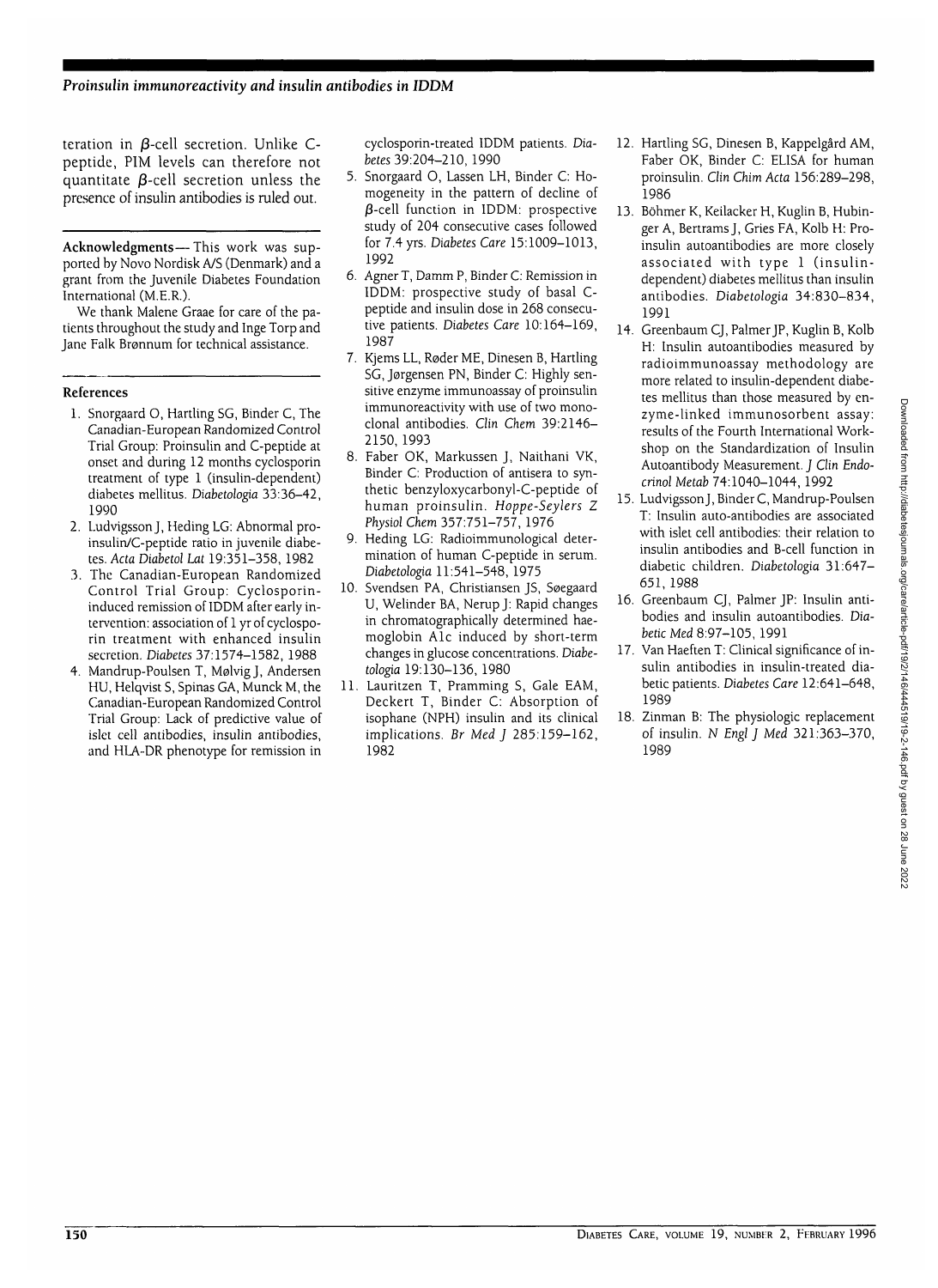teration in $\beta$-cell secretion. Unlike C-peptide, PIM levels can therefore not quantitate $\beta$-cell secretion unless the presence of insulin antibodies is ruled out.

**Acknowledgments**— This work was supported by Novo Nordisk A/S (Denmark) and a grant from the Juvenile Diabetes Foundation International (M.E.R.).

We thank Malene Graae for care of the patients throughout the study and Inge Torp and Jane Falk Brønnum for technical assistance.

## References

1. Snorgaard O, Hartling SG, Binder C, The Canadian-European Randomized Control Trial Group: Proinsulin and C-peptide at onset and during 12 months cyclosporin treatment of type 1 (insulin-dependent) diabetes mellitus. *Diabetologia* 33:36–42, 1990
2. Ludvigsson J, Heding LG: Abnormal proinsulin/C-peptide ratio in juvenile diabetes. *Acta Diabetol Lat* 19:351–358, 1982
3. The Canadian-European Randomized Control Trial Group: Cyclosporin-induced remission of IDDM after early intervention: association of 1 yr of cyclosporin treatment with enhanced insulin secretion. *Diabetes* 37:1574–1582, 1988
4. Mandrup-Poulsen T, Mølvig J, Andersen HU, Helqvist S, Spinas GA, Munck M, the Canadian-European Randomized Control Trial Group: Lack of predictive value of islet cell antibodies, insulin antibodies, and HLA-DR phenotype for remission in cyclosporin-treated IDDM patients. *Diabetes* 39:204–210, 1990
5. Snorgaard O, Lassen LH, Binder C: Homogeneity in the pattern of decline of $\beta$-cell function in IDDM: prospective study of 204 consecutive cases followed for 7.4 yrs. *Diabetes Care* 15:1009–1013, 1992
6. Agner T, Damm P, Binder C: Remission in IDDM: prospective study of basal C-peptide and insulin dose in 268 consecutive patients. *Diabetes Care* 10:164–169, 1987
7. Kjems LL, Røder ME, Dinesen B, Hartling SG, Jørgensen PN, Binder C: Highly sensitive enzyme immunoassay of proinsulin immunoreactivity with use of two monoclonal antibodies. *Clin Chem* 39:2146–2150, 1993
8. Faber OK, Markussen J, Naithani VK, Binder C: Production of antisera to synthetic benzyloxycarbonyl-C-peptide of human proinsulin. *Hoppe-Seylers Z Physiol Chem* 357:751–757, 1976
9. Heding LG: Radioimmunological determination of human C-peptide in serum. *Diabetologia* 11:541–548, 1975
10. Svendsen PA, Christiansen JS, Søegaard U, Welinder BA, Nerup J: Rapid changes in chromatographically determined haemoglobin A1c induced by short-term changes in glucose concentrations. *Diabetologia* 19:130–136, 1980
11. Lauritzen T, Pramming S, Gale EAM, Deckert T, Binder C: Absorption of isophane (NPH) insulin and its clinical implications. *Br Med J* 285:159–162, 1982
12. Hartling SG, Dinesen B, Kappelgård AM, Faber OK, Binder C: ELISA for human proinsulin. *Clin Chim Acta* 156:289–298, 1986
13. Böhmer K, Keilacker H, Kuglin B, Hubinger A, Bertrams J, Gries FA, Kolb H: Proinsulin autoantibodies are more closely associated with type 1 (insulin-dependent) diabetes mellitus than insulin antibodies. *Diabetologia* 34:830–834, 1991
14. Greenbaum CJ, Palmer JP, Kuglin B, Kolb H: Insulin autoantibodies measured by radioimmunoassay methodology are more related to insulin-dependent diabetes mellitus than those measured by enzyme-linked immunosorbent assay: results of the Fourth International Workshop on the Standardization of Insulin Autoantibody Measurement. *J Clin Endocrinol Metab* 74:1040–1044, 1992
15. Ludvigsson J, Binder C, Mandrup-Poulsen T: Insulin auto-antibodies are associated with islet cell antibodies: their relation to insulin antibodies and B-cell function in diabetic children. *Diabetologia* 31:647–651, 1988
16. Greenbaum CJ, Palmer JP: Insulin antibodies and insulin autoantibodies. *Diabetic Med* 8:97–105, 1991
17. Van Haeften T: Clinical significance of insulin antibodies in insulin-treated diabetic patients. *Diabetes Care* 12:641–648, 1989
18. Zinman B: The physiologic replacement of insulin. *N Engl J Med* 321:363–370, 1989